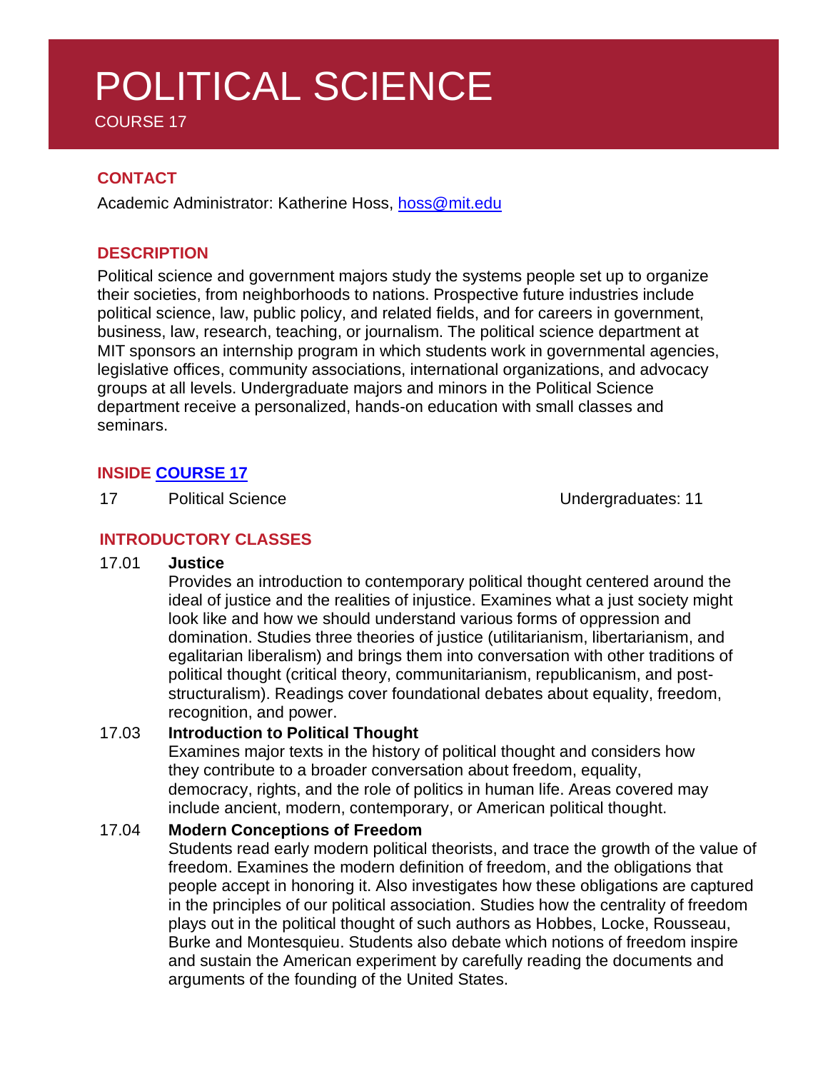# POLITICAL SCIENCE

COURSE 17

## CONTACT

Academic Administrator: Katherine Hoss, hoss@mit.edu

## DESCRIPTION

Political science and government majors study the systems people set up to organize their societies, from neighborhoods to nations. Prospective future industries include political science, law, public policy, and related fields, and for careers in government, business, law, research, teaching, or journalism. The political science department at MIT sponsors an internship program in which students work in governmental agencies, legislative offices, community associations, international organizations, and advocacy groups at all levels. Undergraduate majors and minors in the Political Science department receive a personalized, hands-on education with small classes and seminars.

## INSIDE COURSE 17

| 17 | Political Science | Undergraduates: 11 |
|---|---|---|

## INTRODUCTORY CLASSES

17.01 **Justice**

Provides an introduction to contemporary political thought centered around the ideal of justice and the realities of injustice. Examines what a just society might look like and how we should understand various forms of oppression and domination. Studies three theories of justice (utilitarianism, libertarianism, and egalitarian liberalism) and brings them into conversation with other traditions of political thought (critical theory, communitarianism, republicanism, and post-structuralism). Readings cover foundational debates about equality, freedom, recognition, and power.

17.03 **Introduction to Political Thought**

Examines major texts in the history of political thought and considers how they contribute to a broader conversation about freedom, equality, democracy, rights, and the role of politics in human life. Areas covered may include ancient, modern, contemporary, or American political thought.

17.04 **Modern Conceptions of Freedom**

Students read early modern political theorists, and trace the growth of the value of freedom. Examines the modern definition of freedom, and the obligations that people accept in honoring it. Also investigates how these obligations are captured in the principles of our political association. Studies how the centrality of freedom plays out in the political thought of such authors as Hobbes, Locke, Rousseau, Burke and Montesquieu. Students also debate which notions of freedom inspire and sustain the American experiment by carefully reading the documents and arguments of the founding of the United States.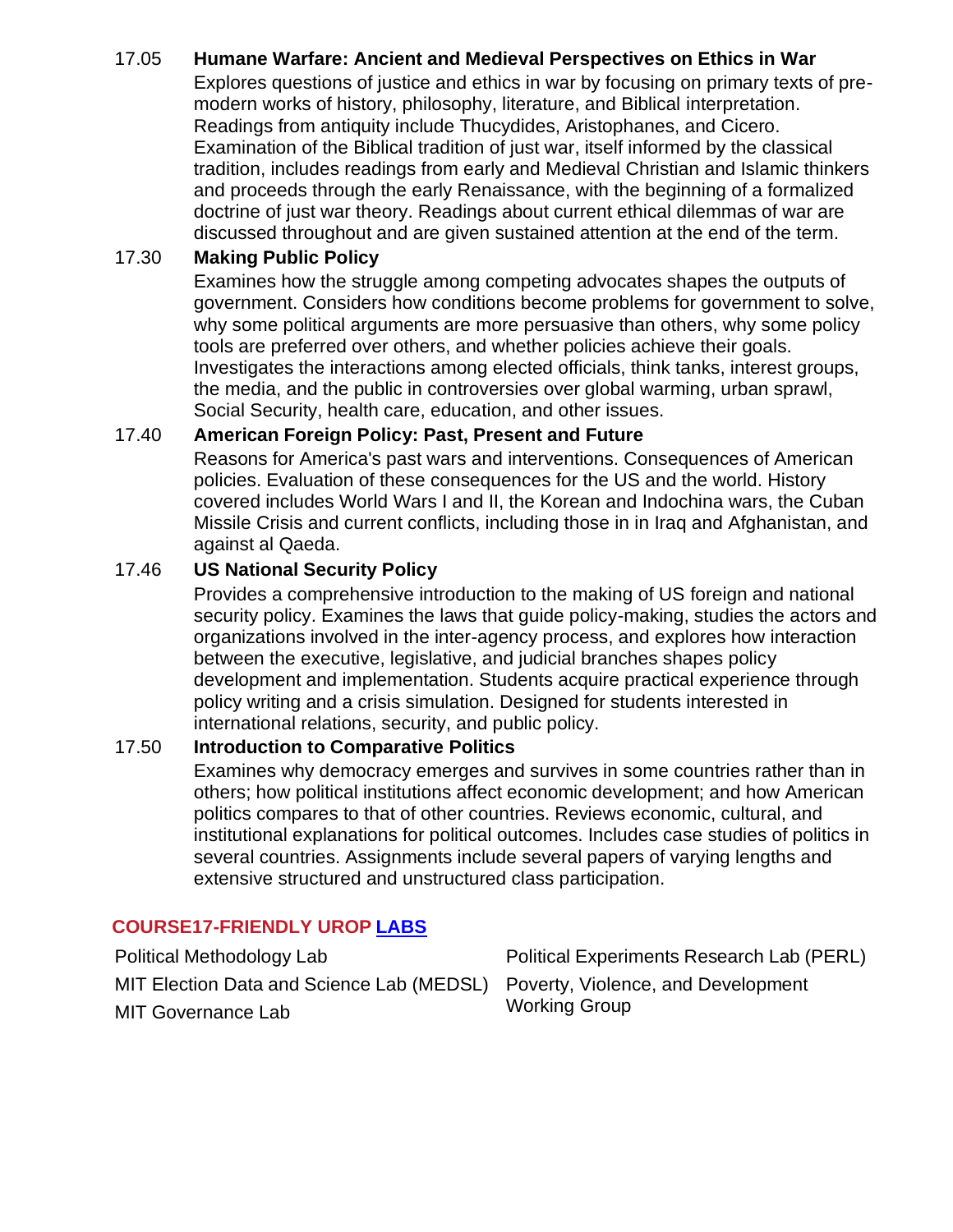**17.05 Humane Warfare: Ancient and Medieval Perspectives on Ethics in War**

Explores questions of justice and ethics in war by focusing on primary texts of pre-modern works of history, philosophy, literature, and Biblical interpretation. Readings from antiquity include Thucydides, Aristophanes, and Cicero. Examination of the Biblical tradition of just war, itself informed by the classical tradition, includes readings from early and Medieval Christian and Islamic thinkers and proceeds through the early Renaissance, with the beginning of a formalized doctrine of just war theory. Readings about current ethical dilemmas of war are discussed throughout and are given sustained attention at the end of the term.

**17.30 Making Public Policy**

Examines how the struggle among competing advocates shapes the outputs of government. Considers how conditions become problems for government to solve, why some political arguments are more persuasive than others, why some policy tools are preferred over others, and whether policies achieve their goals. Investigates the interactions among elected officials, think tanks, interest groups, the media, and the public in controversies over global warming, urban sprawl, Social Security, health care, education, and other issues.

**17.40 American Foreign Policy: Past, Present and Future**

Reasons for America's past wars and interventions. Consequences of American policies. Evaluation of these consequences for the US and the world. History covered includes World Wars I and II, the Korean and Indochina wars, the Cuban Missile Crisis and current conflicts, including those in in Iraq and Afghanistan, and against al Qaeda.

**17.46 US National Security Policy**

Provides a comprehensive introduction to the making of US foreign and national security policy. Examines the laws that guide policy-making, studies the actors and organizations involved in the inter-agency process, and explores how interaction between the executive, legislative, and judicial branches shapes policy development and implementation. Students acquire practical experience through policy writing and a crisis simulation. Designed for students interested in international relations, security, and public policy.

**17.50 Introduction to Comparative Politics**

Examines why democracy emerges and survives in some countries rather than in others; how political institutions affect economic development; and how American politics compares to that of other countries. Reviews economic, cultural, and institutional explanations for political outcomes. Includes case studies of politics in several countries. Assignments include several papers of varying lengths and extensive structured and unstructured class participation.

## COURSE17-FRIENDLY UROP LABS

- Political Methodology Lab
- MIT Election Data and Science Lab (MEDSL)
- MIT Governance Lab
- Political Experiments Research Lab (PERL)
- Poverty, Violence, and Development Working Group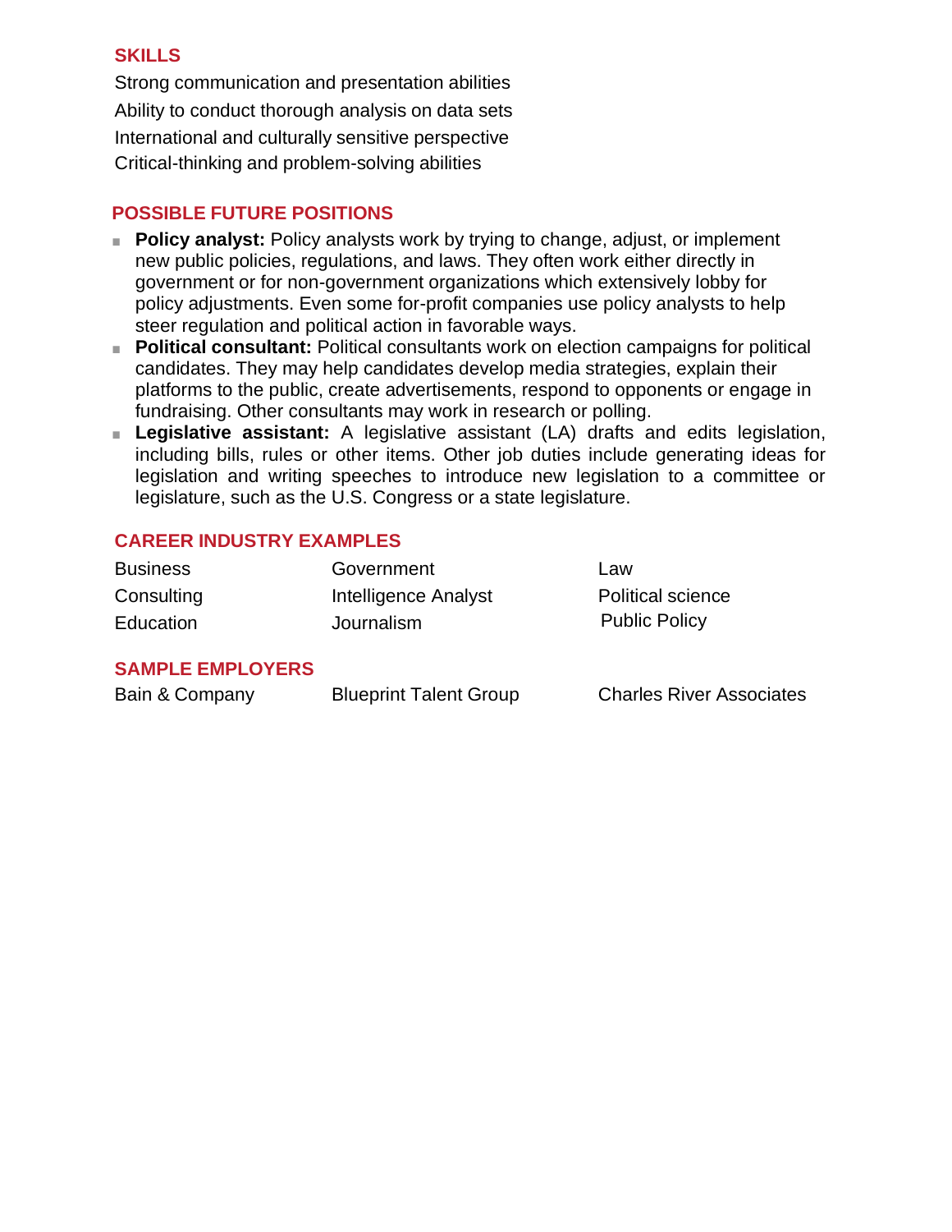## SKILLS

Strong communication and presentation abilities
Ability to conduct thorough analysis on data sets
International and culturally sensitive perspective
Critical-thinking and problem-solving abilities

## POSSIBLE FUTURE POSITIONS

- **Policy analyst:** Policy analysts work by trying to change, adjust, or implement new public policies, regulations, and laws. They often work either directly in government or for non-government organizations which extensively lobby for policy adjustments. Even some for-profit companies use policy analysts to help steer regulation and political action in favorable ways.
- **Political consultant:** Political consultants work on election campaigns for political candidates. They may help candidates develop media strategies, explain their platforms to the public, create advertisements, respond to opponents or engage in fundraising. Other consultants may work in research or polling.
- **Legislative assistant:** A legislative assistant (LA) drafts and edits legislation, including bills, rules or other items. Other job duties include generating ideas for legislation and writing speeches to introduce new legislation to a committee or legislature, such as the U.S. Congress or a state legislature.

## CAREER INDUSTRY EXAMPLES

| | | |
|---|---|---|
| Business | Government | Law |
| Consulting | Intelligence Analyst | Political science |
| Education | Journalism | Public Policy |

## SAMPLE EMPLOYERS

| | | |
|---|---|---|
| Bain & Company | Blueprint Talent Group | Charles River Associates |